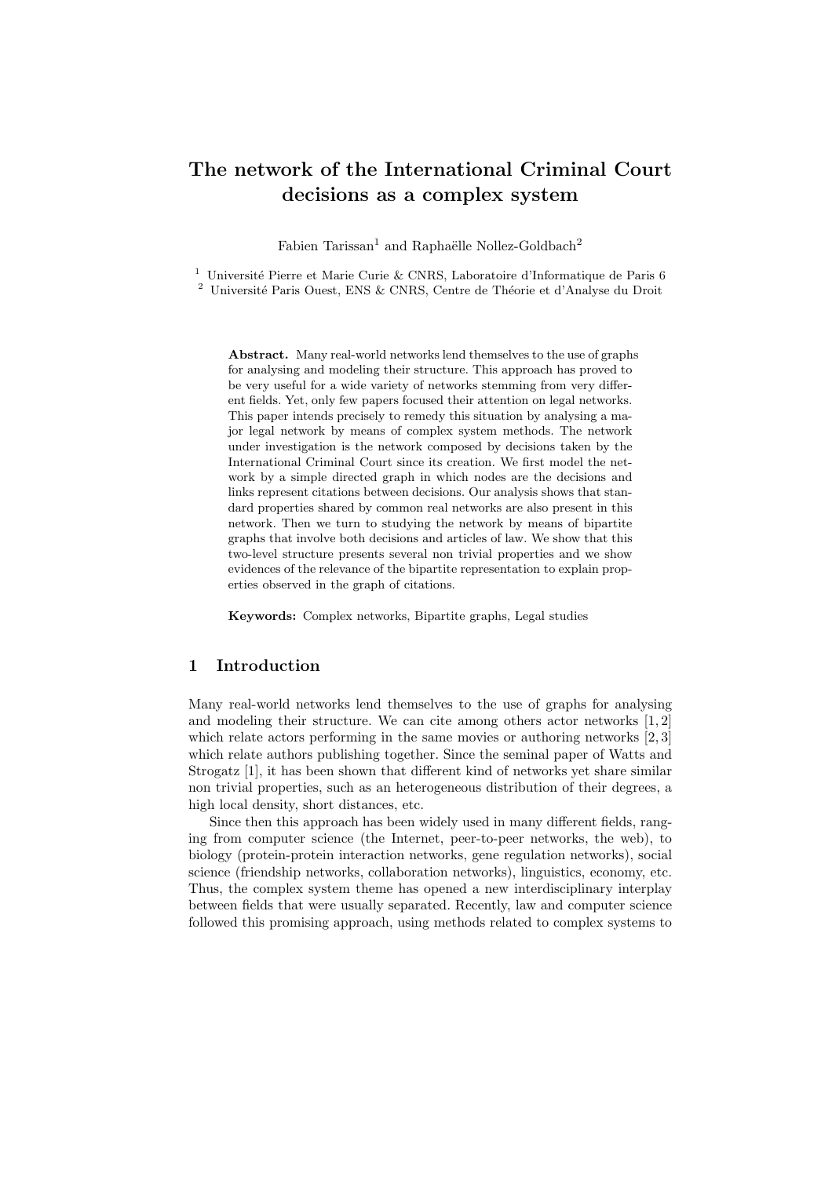# The network of the International Criminal Court decisions as a complex system

Fabien Tarissan[1] and Raphaëlle Nollez-Goldbach[2]

[1] Université Pierre et Marie Curie & CNRS, Laboratoire d'Informatique de Paris 6
[2] Université Paris Ouest, ENS & CNRS, Centre de Théorie et d'Analyse du Droit

**Abstract.** Many real-world networks lend themselves to the use of graphs for analysing and modeling their structure. This approach has proved to be very useful for a wide variety of networks stemming from very different fields. Yet, only few papers focused their attention on legal networks. This paper intends precisely to remedy this situation by analysing a major legal network by means of complex system methods. The network under investigation is the network composed by decisions taken by the International Criminal Court since its creation. We first model the network by a simple directed graph in which nodes are the decisions and links represent citations between decisions. Our analysis shows that standard properties shared by common real networks are also present in this network. Then we turn to studying the network by means of bipartite graphs that involve both decisions and articles of law. We show that this two-level structure presents several non trivial properties and we show evidences of the relevance of the bipartite representation to explain properties observed in the graph of citations.

**Keywords:** Complex networks, Bipartite graphs, Legal studies

## 1 Introduction

Many real-world networks lend themselves to the use of graphs for analysing and modeling their structure. We can cite among others actor networks [1, 2] which relate actors performing in the same movies or authoring networks [2, 3] which relate authors publishing together. Since the seminal paper of Watts and Strogatz [1], it has been shown that different kind of networks yet share similar non trivial properties, such as an heterogeneous distribution of their degrees, a high local density, short distances, etc.

Since then this approach has been widely used in many different fields, ranging from computer science (the Internet, peer-to-peer networks, the web), to biology (protein-protein interaction networks, gene regulation networks), social science (friendship networks, collaboration networks), linguistics, economy, etc. Thus, the complex system theme has opened a new interdisciplinary interplay between fields that were usually separated. Recently, law and computer science followed this promising approach, using methods related to complex systems to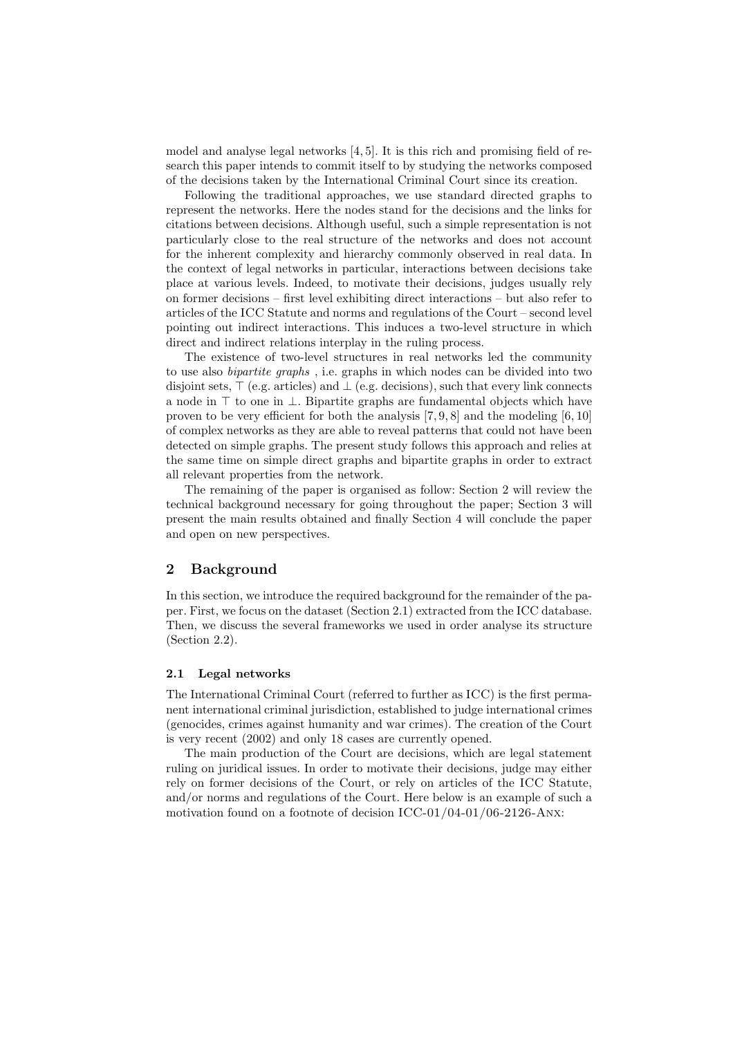model and analyse legal networks [4, 5]. It is this rich and promising field of research this paper intends to commit itself to by studying the networks composed of the decisions taken by the International Criminal Court since its creation.

Following the traditional approaches, we use standard directed graphs to represent the networks. Here the nodes stand for the decisions and the links for citations between decisions. Although useful, such a simple representation is not particularly close to the real structure of the networks and does not account for the inherent complexity and hierarchy commonly observed in real data. In the context of legal networks in particular, interactions between decisions take place at various levels. Indeed, to motivate their decisions, judges usually rely on former decisions – first level exhibiting direct interactions – but also refer to articles of the ICC Statute and norms and regulations of the Court – second level pointing out indirect interactions. This induces a two-level structure in which direct and indirect relations interplay in the ruling process.

The existence of two-level structures in real networks led the community to use also *bipartite graphs* , i.e. graphs in which nodes can be divided into two disjoint sets, $\top$ (e.g. articles) and $\bot$ (e.g. decisions), such that every link connects a node in $\top$ to one in $\bot$. Bipartite graphs are fundamental objects which have proven to be very efficient for both the analysis [7, 9, 8] and the modeling [6, 10] of complex networks as they are able to reveal patterns that could not have been detected on simple graphs. The present study follows this approach and relies at the same time on simple direct graphs and bipartite graphs in order to extract all relevant properties from the network.

The remaining of the paper is organised as follow: Section 2 will review the technical background necessary for going throughout the paper; Section 3 will present the main results obtained and finally Section 4 will conclude the paper and open on new perspectives.

## 2 Background

In this section, we introduce the required background for the remainder of the paper. First, we focus on the dataset (Section 2.1) extracted from the ICC database. Then, we discuss the several frameworks we used in order analyse its structure (Section 2.2).

### 2.1 Legal networks

The International Criminal Court (referred to further as ICC) is the first permanent international criminal jurisdiction, established to judge international crimes (genocides, crimes against humanity and war crimes). The creation of the Court is very recent (2002) and only 18 cases are currently opened.

The main production of the Court are decisions, which are legal statement ruling on juridical issues. In order to motivate their decisions, judge may either rely on former decisions of the Court, or rely on articles of the ICC Statute, and/or norms and regulations of the Court. Here below is an example of such a motivation found on a footnote of decision ICC-01/04-01/06-2126-Anx: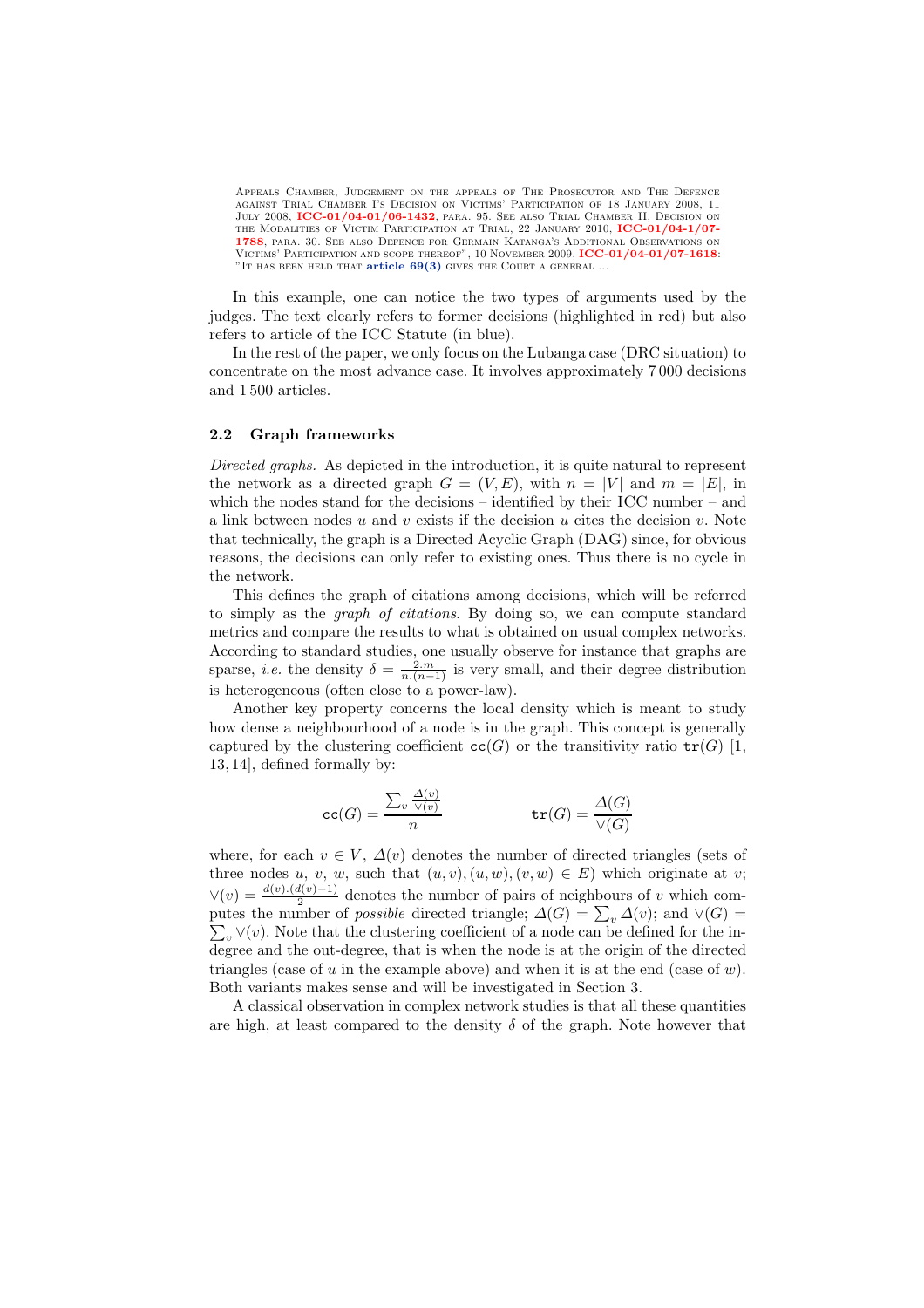Appeals Chamber, Judgement on the appeals of The Prosecutor and The Defence against Trial Chamber I's Decision on Victims' Participation of 18 January 2008, 11 July 2008, **ICC-01/04-01/06-1432**, para. 95. See also Trial Chamber II, Decision on the Modalities of Victim Participation at Trial, 22 January 2010, **ICC-01/04-1/07-1788**, para. 30. See also Defence for Germain Katanga's Additional Observations on Victims' Participation and scope thereof", 10 November 2009, **ICC-01/04-01/07-1618**: "It has been held that **article 69(3)** gives the Court a general ...

In this example, one can notice the two types of arguments used by the judges. The text clearly refers to former decisions (highlighted in red) but also refers to article of the ICC Statute (in blue).

In the rest of the paper, we only focus on the Lubanga case (DRC situation) to concentrate on the most advance case. It involves approximately 7 000 decisions and 1 500 articles.

### 2.2 Graph frameworks

*Directed graphs.* As depicted in the introduction, it is quite natural to represent the network as a directed graph $G = (V, E)$, with $n = |V|$ and $m = |E|$, in which the nodes stand for the decisions – identified by their ICC number – and a link between nodes $u$ and $v$ exists if the decision $u$ cites the decision $v$. Note that technically, the graph is a Directed Acyclic Graph (DAG) since, for obvious reasons, the decisions can only refer to existing ones. Thus there is no cycle in the network.

This defines the graph of citations among decisions, which will be referred to simply as the *graph of citations*. By doing so, we can compute standard metrics and compare the results to what is obtained on usual complex networks. According to standard studies, one usually observe for instance that graphs are sparse, *i.e.* the density $\delta = \frac{2.m}{n.(n-1)}$ is very small, and their degree distribution is heterogeneous (often close to a power-law).

Another key property concerns the local density which is meant to study how dense a neighbourhood of a node is in the graph. This concept is generally captured by the clustering coefficient $\texttt{cc}(G)$ or the transitivity ratio $\texttt{tr}(G)$ [1, 13, 14], defined formally by:

$$\texttt{cc}(G) = \frac{\sum_v \frac{\Delta(v)}{\vee(v)}}{n} \qquad\qquad \texttt{tr}(G) = \frac{\Delta(G)}{\vee(G)}$$

where, for each $v \in V$, $\Delta(v)$ denotes the number of directed triangles (sets of three nodes $u$, $v$, $w$, such that $(u, v), (u, w), (v, w) \in E$) which originate at $v$; $\vee(v) = \frac{d(v).(d(v)-1)}{2}$ denotes the number of pairs of neighbours of $v$ which computes the number of *possible* directed triangle; $\Delta(G) = \sum_v \Delta(v)$; and $\vee(G) = \sum_v \vee(v)$. Note that the clustering coefficient of a node can be defined for the in-degree and the out-degree, that is when the node is at the origin of the directed triangles (case of $u$ in the example above) and when it is at the end (case of $w$). Both variants makes sense and will be investigated in Section 3.

A classical observation in complex network studies is that all these quantities are high, at least compared to the density $\delta$ of the graph. Note however that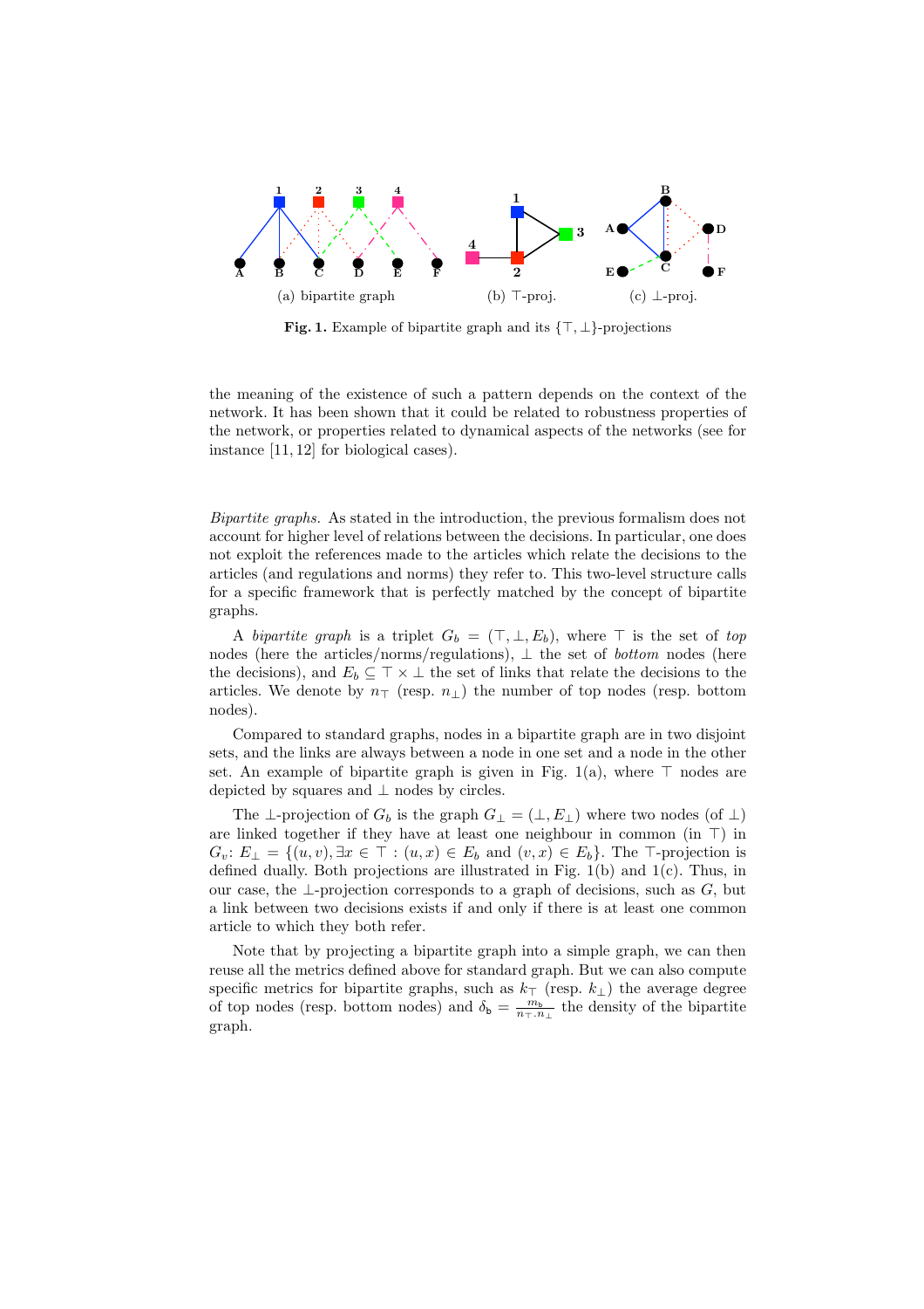(a) bipartite graph (b) $\top$-proj. (c) $\bot$-proj.

**Fig. 1.** Example of bipartite graph and its $\{\top, \bot\}$-projections

the meaning of the existence of such a pattern depends on the context of the network. It has been shown that it could be related to robustness properties of the network, or properties related to dynamical aspects of the networks (see for instance [11, 12] for biological cases).

*Bipartite graphs.* As stated in the introduction, the previous formalism does not account for higher level of relations between the decisions. In particular, one does not exploit the references made to the articles which relate the decisions to the articles (and regulations and norms) they refer to. This two-level structure calls for a specific framework that is perfectly matched by the concept of bipartite graphs.

A *bipartite graph* is a triplet $G_b = (\top, \bot, E_b)$, where $\top$ is the set of *top* nodes (here the articles/norms/regulations), $\bot$ the set of *bottom* nodes (here the decisions), and $E_b \subseteq \top \times \bot$ the set of links that relate the decisions to the articles. We denote by $n_\top$ (resp. $n_\bot$) the number of top nodes (resp. bottom nodes).

Compared to standard graphs, nodes in a bipartite graph are in two disjoint sets, and the links are always between a node in one set and a node in the other set. An example of bipartite graph is given in Fig. 1(a), where $\top$ nodes are depicted by squares and $\bot$ nodes by circles.

The $\bot$-projection of $G_b$ is the graph $G_\bot = (\bot, E_\bot)$ where two nodes (of $\bot$) are linked together if they have at least one neighbour in common (in $\top$) in $G_v$: $E_\bot = \{(u, v), \exists x \in \top : (u, x) \in E_b \text{ and } (v, x) \in E_b\}$. The $\top$-projection is defined dually. Both projections are illustrated in Fig. 1(b) and 1(c). Thus, in our case, the $\bot$-projection corresponds to a graph of decisions, such as $G$, but a link between two decisions exists if and only if there is at least one common article to which they both refer.

Note that by projecting a bipartite graph into a simple graph, we can then reuse all the metrics defined above for standard graph. But we can also compute specific metrics for bipartite graphs, such as $k_\top$ (resp. $k_\bot$) the average degree of top nodes (resp. bottom nodes) and $\delta_\mathsf{b} = \frac{m_\mathsf{b}}{n_\top . n_\bot}$ the density of the bipartite graph.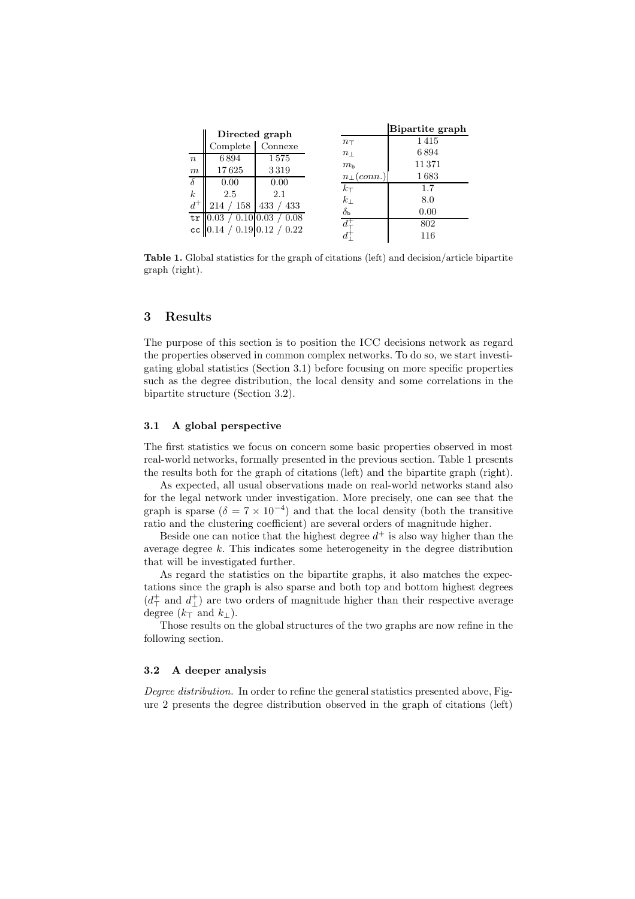| | Directed graph | |
|---|---|---|
| | Complete | Connexe |
| $n$ | 6 894 | 1 575 |
| $m$ | 17 625 | 3 319 |
| $\delta$ | 0.00 | 0.00 |
| $k$ | 2.5 | 2.1 |
| $d^{+}$ | 214 / 158 | 433 / 433 |
| tr | 0.03 / 0.10 | 0.03 / 0.08 |
| cc | 0.14 / 0.19 | 0.12 / 0.22 |

| | Bipartite graph |
|---|---|
| $n_{\top}$ | 1 415 |
| $n_{\bot}$ | 6 894 |
| $m_{\mathsf{b}}$ | 11 371 |
| $n_{\bot}(conn.)$ | 1 683 |
| $k_{\top}$ | 1.7 |
| $k_{\bot}$ | 8.0 |
| $\delta_{\mathsf{b}}$ | 0.00 |
| $d_{\top}^{+}$ | 802 |
| $d_{\bot}^{+}$ | 116 |

**Table 1.** Global statistics for the graph of citations (left) and decision/article bipartite graph (right).

## 3 Results

The purpose of this section is to position the ICC decisions network as regard the properties observed in common complex networks. To do so, we start investigating global statistics (Section 3.1) before focusing on more specific properties such as the degree distribution, the local density and some correlations in the bipartite structure (Section 3.2).

### 3.1 A global perspective

The first statistics we focus on concern some basic properties observed in most real-world networks, formally presented in the previous section. Table 1 presents the results both for the graph of citations (left) and the bipartite graph (right).

As expected, all usual observations made on real-world networks stand also for the legal network under investigation. More precisely, one can see that the graph is sparse ($\delta = 7 \times 10^{-4}$) and that the local density (both the transitive ratio and the clustering coefficient) are several orders of magnitude higher.

Beside one can notice that the highest degree $d^{+}$ is also way higher than the average degree $k$. This indicates some heterogeneity in the degree distribution that will be investigated further.

As regard the statistics on the bipartite graphs, it also matches the expectations since the graph is also sparse and both top and bottom highest degrees ($d_{\top}^{+}$ and $d_{\bot}^{+}$) are two orders of magnitude higher than their respective average degree ($k_{\top}$ and $k_{\bot}$).

Those results on the global structures of the two graphs are now refine in the following section.

### 3.2 A deeper analysis

*Degree distribution.* In order to refine the general statistics presented above, Figure 2 presents the degree distribution observed in the graph of citations (left)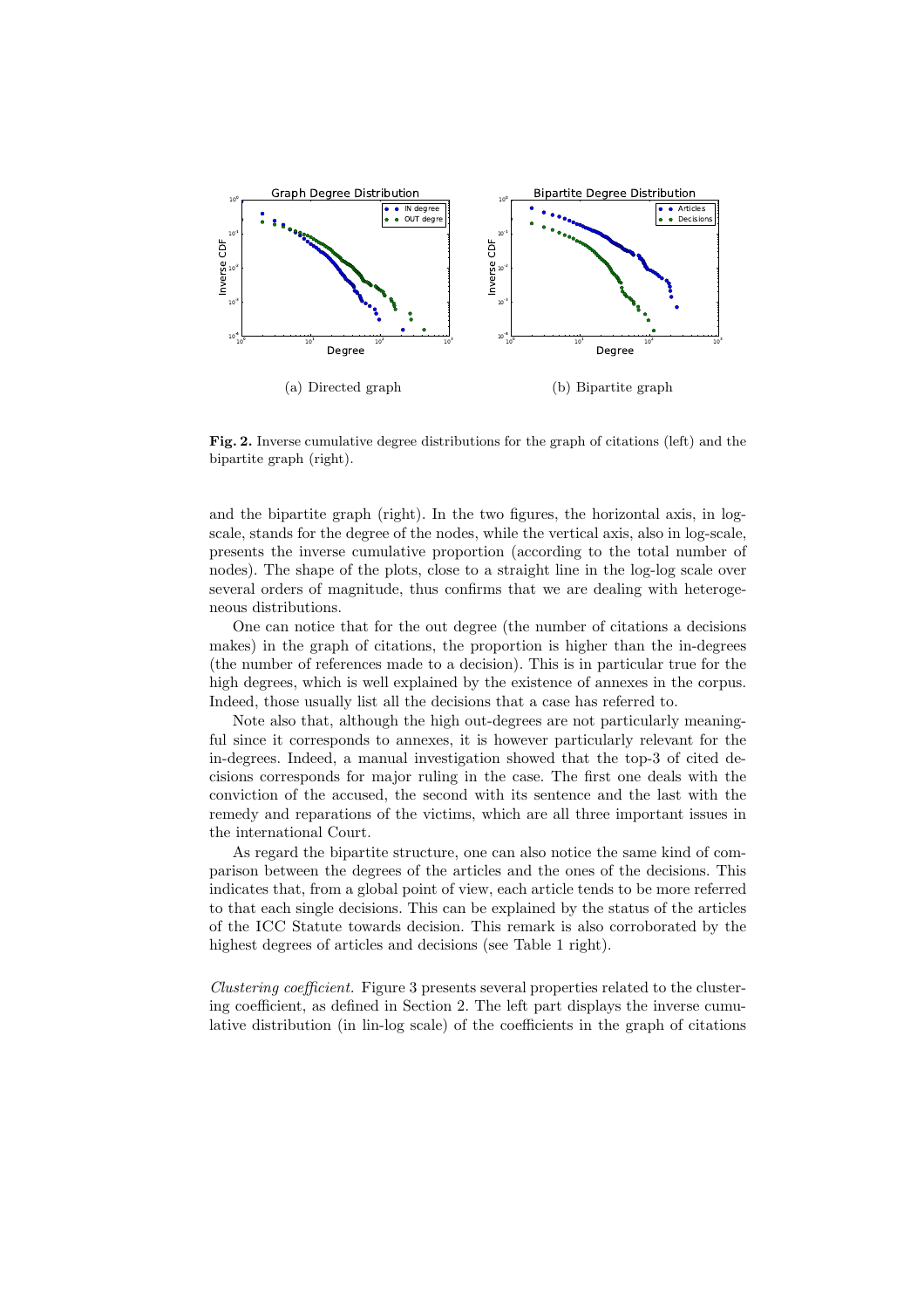Graph Degree Distribution

Inverse CDF

Degree

IN degree
OUT degre

$10^0$ $10^{-1}$ $10^{-2}$ $10^{-3}$ $10^{-4}$

$10^0$ $10^1$ $10^2$ $10^3$

(a) Directed graph

Bipartite Degree Distribution

Inverse CDF

Degree

Articles
Decisions

$10^0$ $10^{-1}$ $10^{-2}$ $10^{-3}$ $10^{-4}$

$10^0$ $10^1$ $10^2$ $10^3$

(b) Bipartite graph

**Fig. 2.** Inverse cumulative degree distributions for the graph of citations (left) and the bipartite graph (right).

and the bipartite graph (right). In the two figures, the horizontal axis, in log-scale, stands for the degree of the nodes, while the vertical axis, also in log-scale, presents the inverse cumulative proportion (according to the total number of nodes). The shape of the plots, close to a straight line in the log-log scale over several orders of magnitude, thus confirms that we are dealing with heterogeneous distributions.

One can notice that for the out degree (the number of citations a decisions makes) in the graph of citations, the proportion is higher than the in-degrees (the number of references made to a decision). This is in particular true for the high degrees, which is well explained by the existence of annexes in the corpus. Indeed, those usually list all the decisions that a case has referred to.

Note also that, although the high out-degrees are not particularly meaningful since it corresponds to annexes, it is however particularly relevant for the in-degrees. Indeed, a manual investigation showed that the top-3 of cited decisions corresponds for major ruling in the case. The first one deals with the conviction of the accused, the second with its sentence and the last with the remedy and reparations of the victims, which are all three important issues in the international Court.

As regard the bipartite structure, one can also notice the same kind of comparison between the degrees of the articles and the ones of the decisions. This indicates that, from a global point of view, each article tends to be more referred to that each single decisions. This can be explained by the status of the articles of the ICC Statute towards decision. This remark is also corroborated by the highest degrees of articles and decisions (see Table 1 right).

*Clustering coefficient.* Figure 3 presents several properties related to the clustering coefficient, as defined in Section 2. The left part displays the inverse cumulative distribution (in lin-log scale) of the coefficients in the graph of citations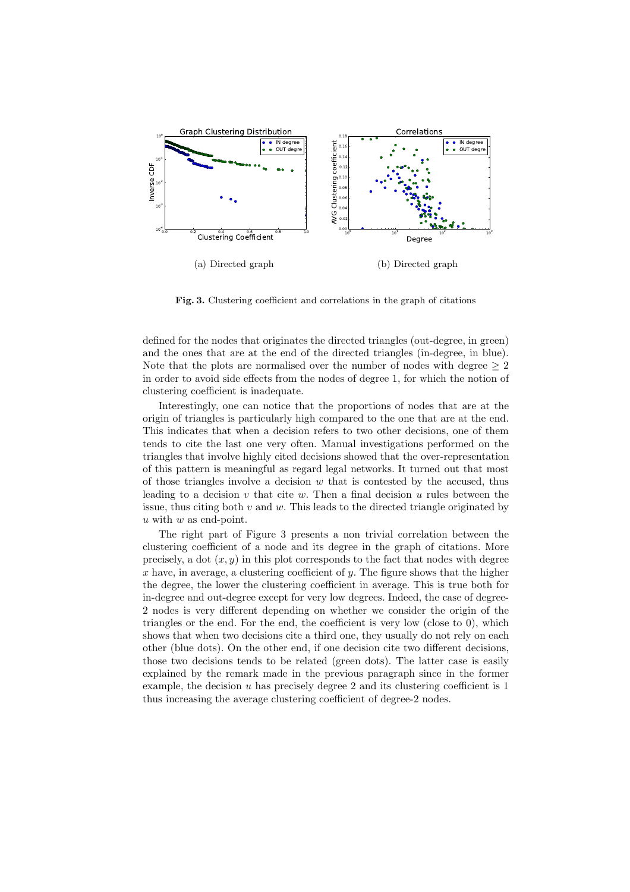(a) Directed graph

(b) Directed graph

**Fig. 3.** Clustering coefficient and correlations in the graph of citations

defined for the nodes that originates the directed triangles (out-degree, in green) and the ones that are at the end of the directed triangles (in-degree, in blue). Note that the plots are normalised over the number of nodes with degree $\geq 2$ in order to avoid side effects from the nodes of degree 1, for which the notion of clustering coefficient is inadequate.

Interestingly, one can notice that the proportions of nodes that are at the origin of triangles is particularly high compared to the one that are at the end. This indicates that when a decision refers to two other decisions, one of them tends to cite the last one very often. Manual investigations performed on the triangles that involve highly cited decisions showed that the over-representation of this pattern is meaningful as regard legal networks. It turned out that most of those triangles involve a decision $w$ that is contested by the accused, thus leading to a decision $v$ that cite $w$. Then a final decision $u$ rules between the issue, thus citing both $v$ and $w$. This leads to the directed triangle originated by $u$ with $w$ as end-point.

The right part of Figure 3 presents a non trivial correlation between the clustering coefficient of a node and its degree in the graph of citations. More precisely, a dot $(x, y)$ in this plot corresponds to the fact that nodes with degree $x$ have, in average, a clustering coefficient of $y$. The figure shows that the higher the degree, the lower the clustering coefficient in average. This is true both for in-degree and out-degree except for very low degrees. Indeed, the case of degree-2 nodes is very different depending on whether we consider the origin of the triangles or the end. For the end, the coefficient is very low (close to 0), which shows that when two decisions cite a third one, they usually do not rely on each other (blue dots). On the other end, if one decision cite two different decisions, those two decisions tends to be related (green dots). The latter case is easily explained by the remark made in the previous paragraph since in the former example, the decision $u$ has precisely degree 2 and its clustering coefficient is 1 thus increasing the average clustering coefficient of degree-2 nodes.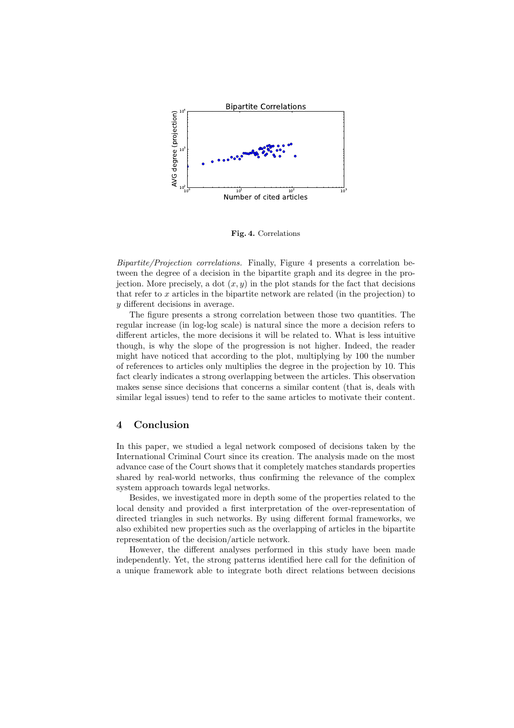Bipartite Correlations

AVG degree (projection)

$10^4$

$10^3$

$10^2$

$10^0$ $10^1$ $10^2$ $10^3$

Number of cited articles

**Fig. 4.** Correlations

*Bipartite/Projection correlations.* Finally, Figure 4 presents a correlation between the degree of a decision in the bipartite graph and its degree in the projection. More precisely, a dot $(x, y)$ in the plot stands for the fact that decisions that refer to $x$ articles in the bipartite network are related (in the projection) to $y$ different decisions in average.

The figure presents a strong correlation between those two quantities. The regular increase (in log-log scale) is natural since the more a decision refers to different articles, the more decisions it will be related to. What is less intuitive though, is why the slope of the progression is not higher. Indeed, the reader might have noticed that according to the plot, multiplying by 100 the number of references to articles only multiplies the degree in the projection by 10. This fact clearly indicates a strong overlapping between the articles. This observation makes sense since decisions that concerns a similar content (that is, deals with similar legal issues) tend to refer to the same articles to motivate their content.

## 4 Conclusion

In this paper, we studied a legal network composed of decisions taken by the International Criminal Court since its creation. The analysis made on the most advance case of the Court shows that it completely matches standards properties shared by real-world networks, thus confirming the relevance of the complex system approach towards legal networks.

Besides, we investigated more in depth some of the properties related to the local density and provided a first interpretation of the over-representation of directed triangles in such networks. By using different formal frameworks, we also exhibited new properties such as the overlapping of articles in the bipartite representation of the decision/article network.

However, the different analyses performed in this study have been made independently. Yet, the strong patterns identified here call for the definition of a unique framework able to integrate both direct relations between decisions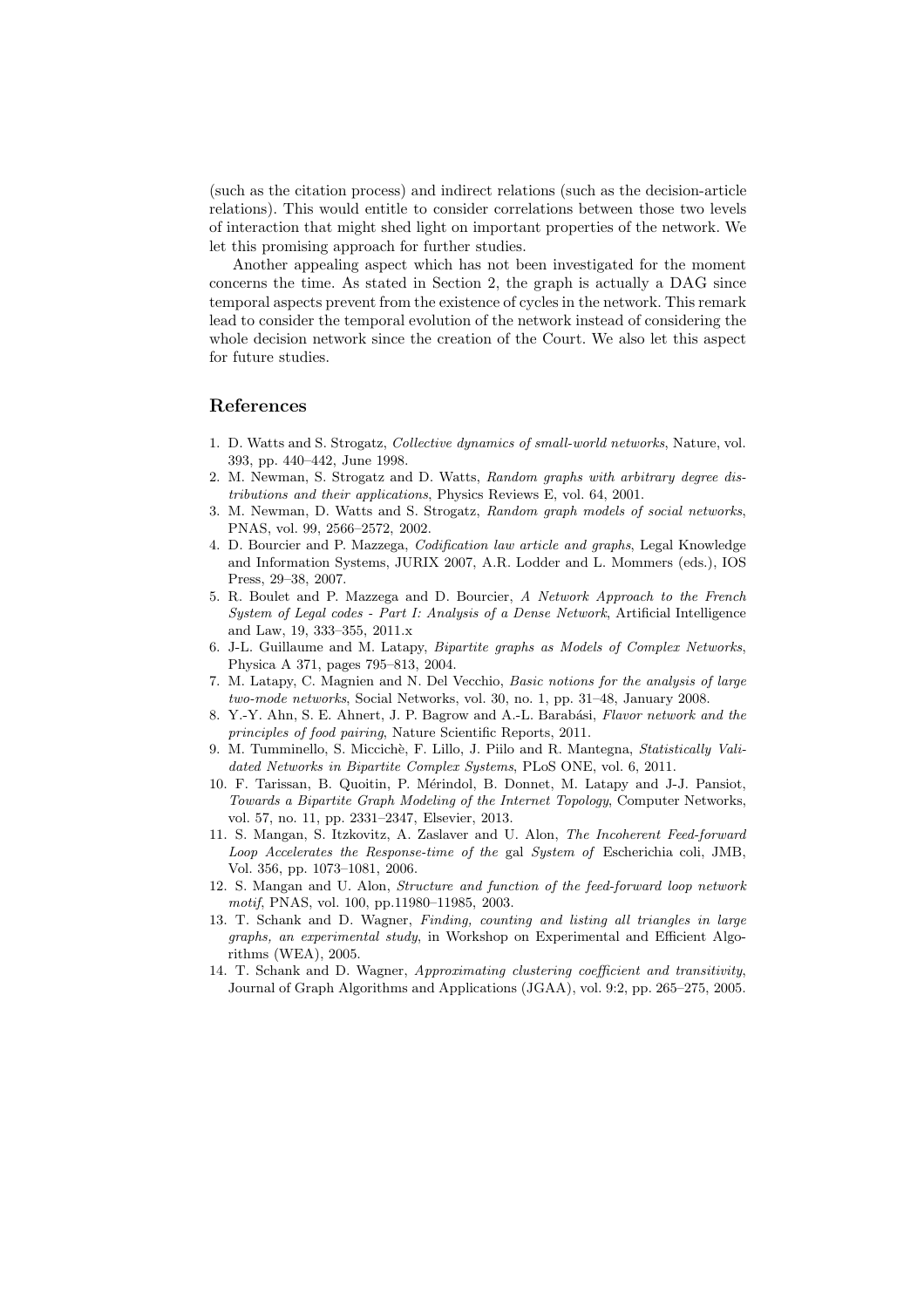(such as the citation process) and indirect relations (such as the decision-article relations). This would entitle to consider correlations between those two levels of interaction that might shed light on important properties of the network. We let this promising approach for further studies.

Another appealing aspect which has not been investigated for the moment concerns the time. As stated in Section 2, the graph is actually a DAG since temporal aspects prevent from the existence of cycles in the network. This remark lead to consider the temporal evolution of the network instead of considering the whole decision network since the creation of the Court. We also let this aspect for future studies.

## References

1. D. Watts and S. Strogatz, *Collective dynamics of small-world networks*, Nature, vol. 393, pp. 440–442, June 1998.
2. M. Newman, S. Strogatz and D. Watts, *Random graphs with arbitrary degree distributions and their applications*, Physics Reviews E, vol. 64, 2001.
3. M. Newman, D. Watts and S. Strogatz, *Random graph models of social networks*, PNAS, vol. 99, 2566–2572, 2002.
4. D. Bourcier and P. Mazzega, *Codification law article and graphs*, Legal Knowledge and Information Systems, JURIX 2007, A.R. Lodder and L. Mommers (eds.), IOS Press, 29–38, 2007.
5. R. Boulet and P. Mazzega and D. Bourcier, *A Network Approach to the French System of Legal codes - Part I: Analysis of a Dense Network*, Artificial Intelligence and Law, 19, 333–355, 2011.x
6. J-L. Guillaume and M. Latapy, *Bipartite graphs as Models of Complex Networks*, Physica A 371, pages 795–813, 2004.
7. M. Latapy, C. Magnien and N. Del Vecchio, *Basic notions for the analysis of large two-mode networks*, Social Networks, vol. 30, no. 1, pp. 31–48, January 2008.
8. Y.-Y. Ahn, S. E. Ahnert, J. P. Bagrow and A.-L. Barabási, *Flavor network and the principles of food pairing*, Nature Scientific Reports, 2011.
9. M. Tumminello, S. Miccichè, F. Lillo, J. Piilo and R. Mantegna, *Statistically Validated Networks in Bipartite Complex Systems*, PLoS ONE, vol. 6, 2011.
10. F. Tarissan, B. Quoitin, P. Mérindol, B. Donnet, M. Latapy and J-J. Pansiot, *Towards a Bipartite Graph Modeling of the Internet Topology*, Computer Networks, vol. 57, no. 11, pp. 2331–2347, Elsevier, 2013.
11. S. Mangan, S. Itzkovitz, A. Zaslaver and U. Alon, *The Incoherent Feed-forward Loop Accelerates the Response-time of the* gal *System of* Escherichia coli, JMB, Vol. 356, pp. 1073–1081, 2006.
12. S. Mangan and U. Alon, *Structure and function of the feed-forward loop network motif*, PNAS, vol. 100, pp.11980–11985, 2003.
13. T. Schank and D. Wagner, *Finding, counting and listing all triangles in large graphs, an experimental study*, in Workshop on Experimental and Efficient Algorithms (WEA), 2005.
14. T. Schank and D. Wagner, *Approximating clustering coefficient and transitivity*, Journal of Graph Algorithms and Applications (JGAA), vol. 9:2, pp. 265–275, 2005.